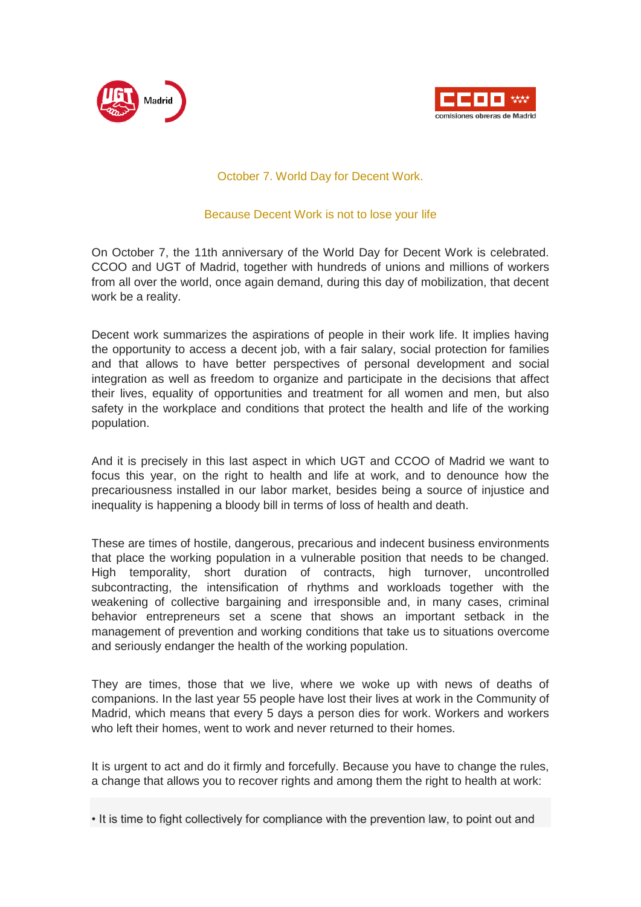UGT Madrid

CCOO comisiones obreras de Madrid

## October 7. World Day for Decent Work.

### Because Decent Work is not to lose your life

On October 7, the 11th anniversary of the World Day for Decent Work is celebrated. CCOO and UGT of Madrid, together with hundreds of unions and millions of workers from all over the world, once again demand, during this day of mobilization, that decent work be a reality.

Decent work summarizes the aspirations of people in their work life. It implies having the opportunity to access a decent job, with a fair salary, social protection for families and that allows to have better perspectives of personal development and social integration as well as freedom to organize and participate in the decisions that affect their lives, equality of opportunities and treatment for all women and men, but also safety in the workplace and conditions that protect the health and life of the working population.

And it is precisely in this last aspect in which UGT and CCOO of Madrid we want to focus this year, on the right to health and life at work, and to denounce how the precariousness installed in our labor market, besides being a source of injustice and inequality is happening a bloody bill in terms of loss of health and death.

These are times of hostile, dangerous, precarious and indecent business environments that place the working population in a vulnerable position that needs to be changed. High temporality, short duration of contracts, high turnover, uncontrolled subcontracting, the intensification of rhythms and workloads together with the weakening of collective bargaining and irresponsible and, in many cases, criminal behavior entrepreneurs set a scene that shows an important setback in the management of prevention and working conditions that take us to situations overcome and seriously endanger the health of the working population.

They are times, those that we live, where we woke up with news of deaths of companions. In the last year 55 people have lost their lives at work in the Community of Madrid, which means that every 5 days a person dies for work. Workers and workers who left their homes, went to work and never returned to their homes.

It is urgent to act and do it firmly and forcefully. Because you have to change the rules, a change that allows you to recover rights and among them the right to health at work:

• It is time to fight collectively for compliance with the prevention law, to point out and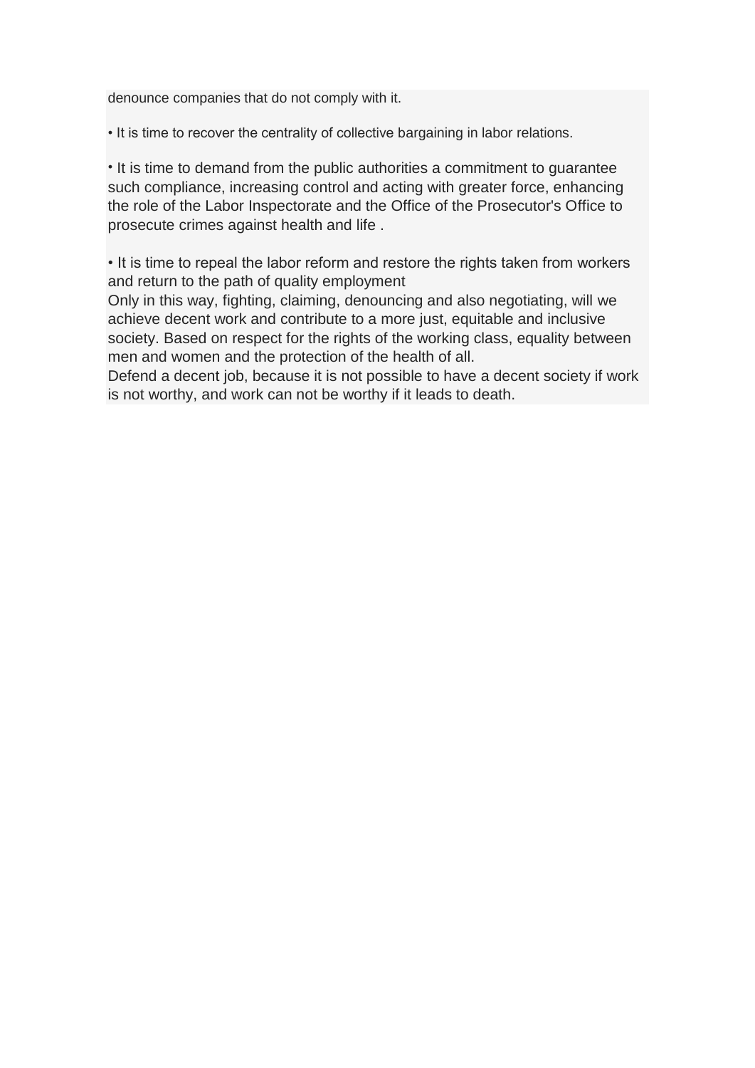denounce companies that do not comply with it.

- It is time to recover the centrality of collective bargaining in labor relations.

- It is time to demand from the public authorities a commitment to guarantee such compliance, increasing control and acting with greater force, enhancing the role of the Labor Inspectorate and the Office of the Prosecutor's Office to prosecute crimes against health and life .

- It is time to repeal the labor reform and restore the rights taken from workers and return to the path of quality employment

Only in this way, fighting, claiming, denouncing and also negotiating, will we achieve decent work and contribute to a more just, equitable and inclusive society. Based on respect for the rights of the working class, equality between men and women and the protection of the health of all.

Defend a decent job, because it is not possible to have a decent society if work is not worthy, and work can not be worthy if it leads to death.